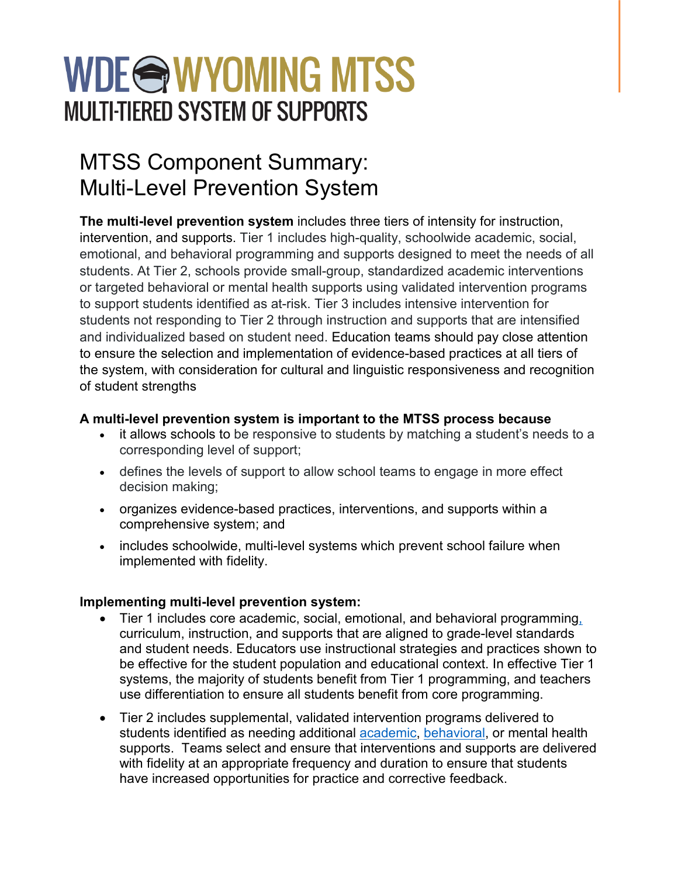# WDE WYOMING MTSS

MULTI-TIERED SYSTEM OF SUPPORTS

## MTSS Component Summary: Multi-Level Prevention System

**The multi-level prevention system** includes three tiers of intensity for instruction, intervention, and supports. Tier 1 includes high-quality, schoolwide academic, social, emotional, and behavioral programming and supports designed to meet the needs of all students. At Tier 2, schools provide small-group, standardized academic interventions or targeted behavioral or mental health supports using validated intervention programs to support students identified as at-risk. Tier 3 includes intensive intervention for students not responding to Tier 2 through instruction and supports that are intensified and individualized based on student need. Education teams should pay close attention to ensure the selection and implementation of evidence-based practices at all tiers of the system, with consideration for cultural and linguistic responsiveness and recognition of student strengths

**A multi-level prevention system is important to the MTSS process because**

- it allows schools to be responsive to students by matching a student's needs to a corresponding level of support;
- defines the levels of support to allow school teams to engage in more effect decision making;
- organizes evidence-based practices, interventions, and supports within a comprehensive system; and
- includes schoolwide, multi-level systems which prevent school failure when implemented with fidelity.

**Implementing multi-level prevention system:**

- Tier 1 includes core academic, social, emotional, and behavioral programming, curriculum, instruction, and supports that are aligned to grade-level standards and student needs. Educators use instructional strategies and practices shown to be effective for the student population and educational context. In effective Tier 1 systems, the majority of students benefit from Tier 1 programming, and teachers use differentiation to ensure all students benefit from core programming.
- Tier 2 includes supplemental, validated intervention programs delivered to students identified as needing additional academic, behavioral, or mental health supports. Teams select and ensure that interventions and supports are delivered with fidelity at an appropriate frequency and duration to ensure that students have increased opportunities for practice and corrective feedback.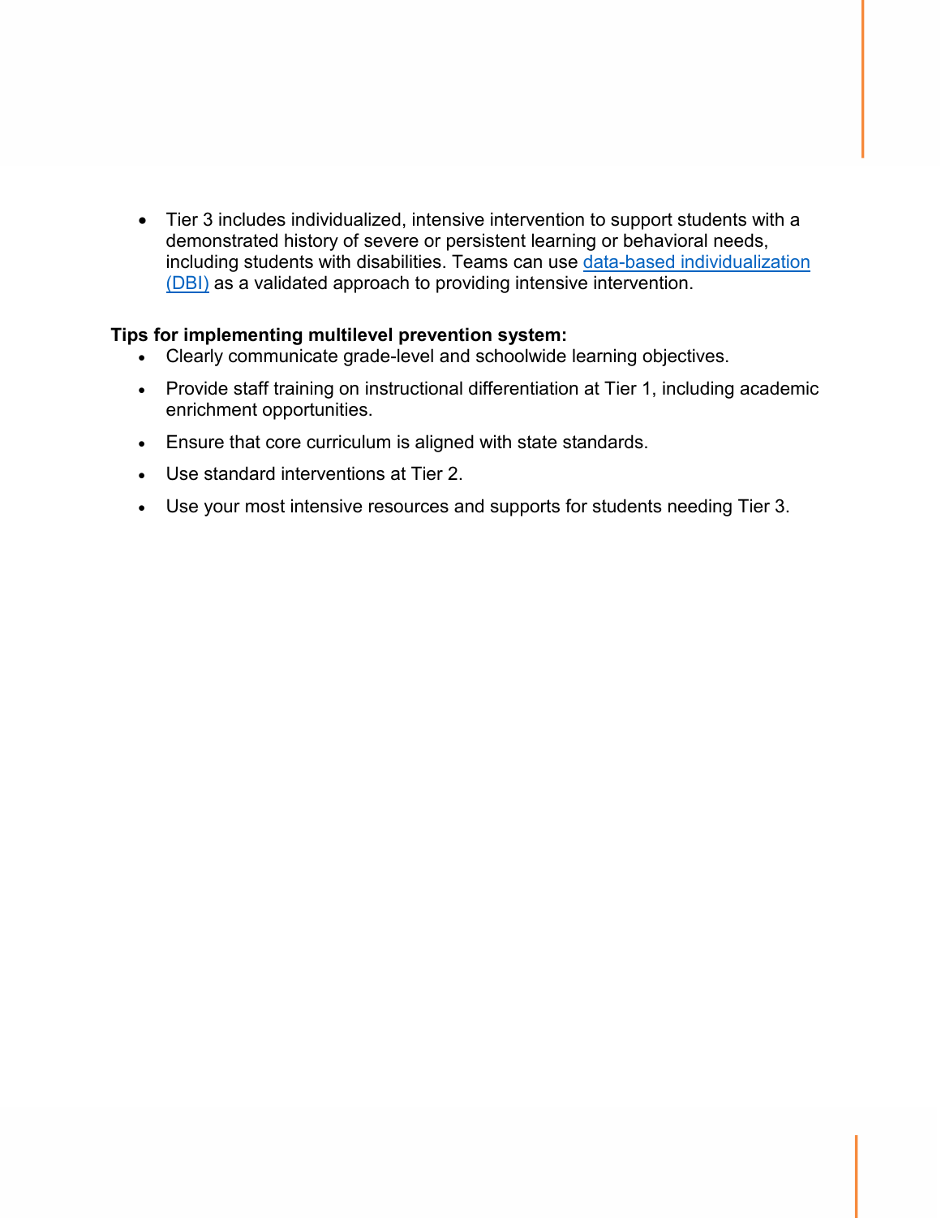- Tier 3 includes individualized, intensive intervention to support students with a demonstrated history of severe or persistent learning or behavioral needs, including students with disabilities. Teams can use data-based individualization (DBI) as a validated approach to providing intensive intervention.

**Tips for implementing multilevel prevention system:**

- Clearly communicate grade-level and schoolwide learning objectives.
- Provide staff training on instructional differentiation at Tier 1, including academic enrichment opportunities.
- Ensure that core curriculum is aligned with state standards.
- Use standard interventions at Tier 2.
- Use your most intensive resources and supports for students needing Tier 3.